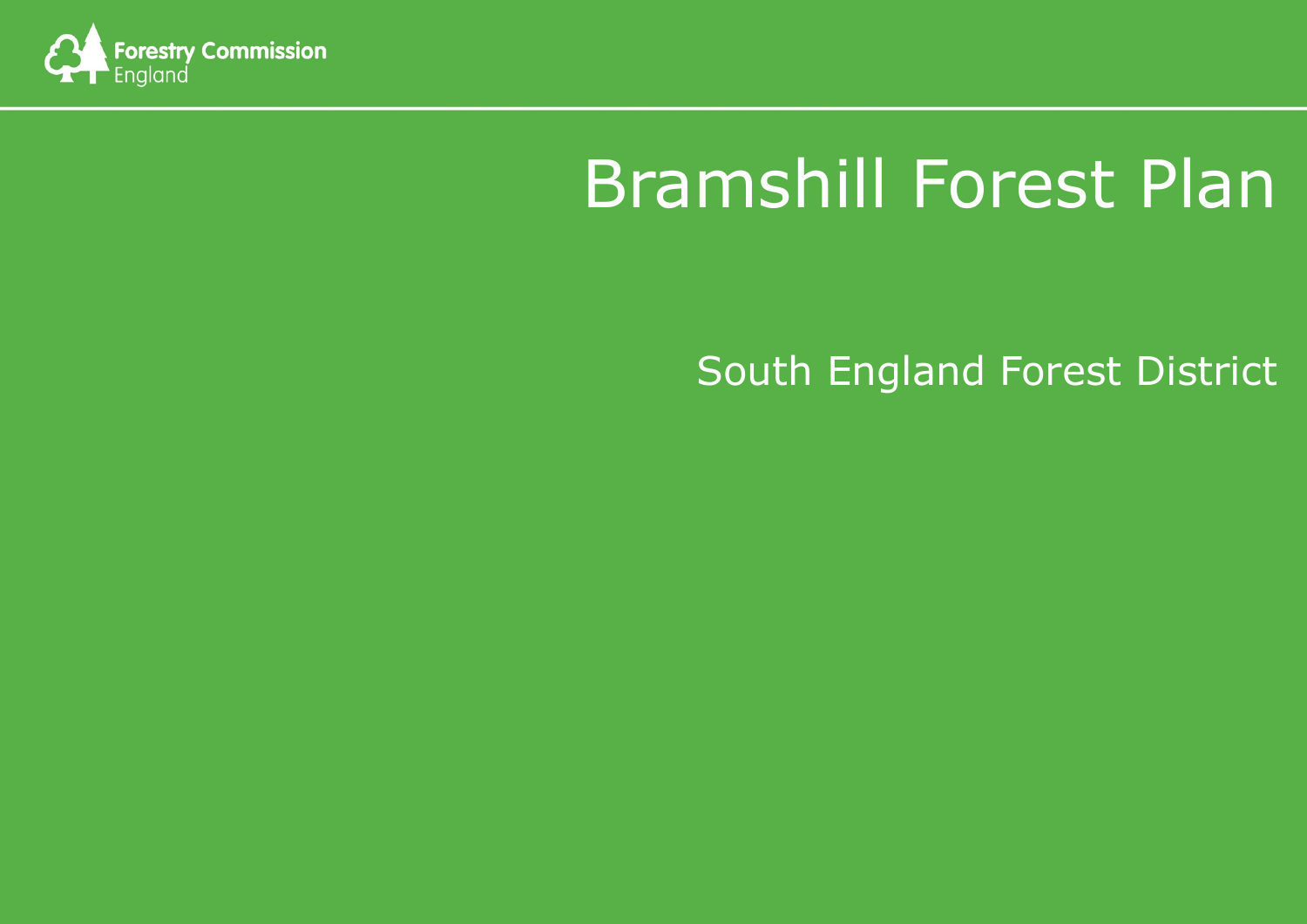Forestry Commission England

# Bramshill Forest Plan

## South England Forest District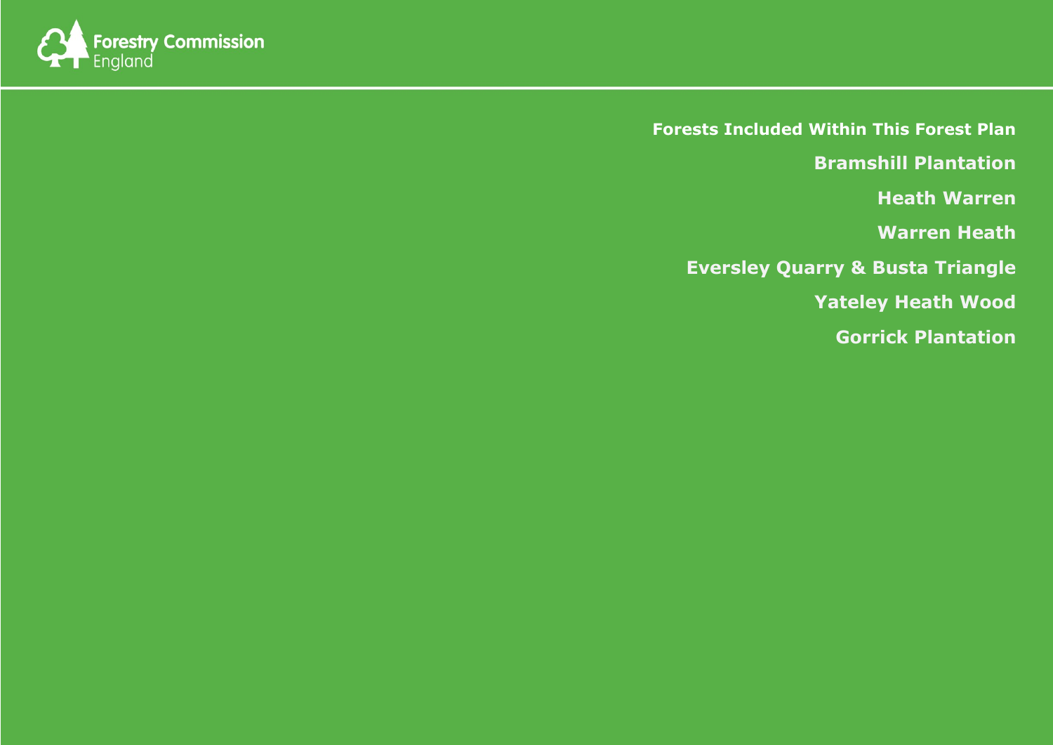Forestry Commission England

**Forests Included Within This Forest Plan**

**Bramshill Plantation**

**Heath Warren**

**Warren Heath**

**Eversley Quarry & Busta Triangle**

**Yateley Heath Wood**

**Gorrick Plantation**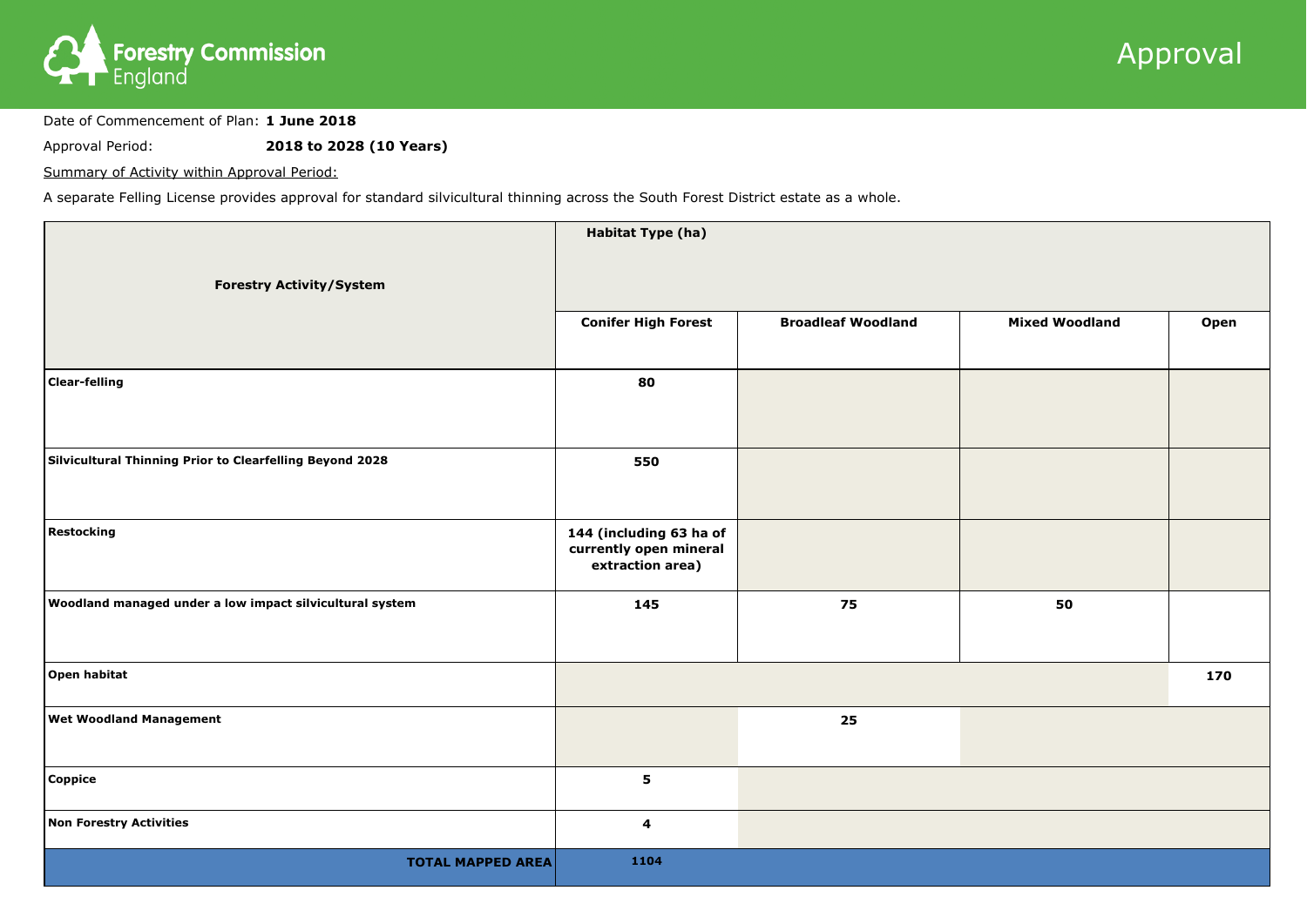Forestry Commission England

# Approval

Date of Commencement of Plan: **1 June 2018**

Approval Period: **2018 to 2028 (10 Years)**

Summary of Activity within Approval Period:

A separate Felling License provides approval for standard silvicultural thinning across the South Forest District estate as a whole.

| **Forestry Activity/System** | **Habitat Type (ha)** | | | |
|---|---|---|---|---|
| | **Conifer High Forest** | **Broadleaf Woodland** | **Mixed Woodland** | **Open** |
| **Clear-felling** | **80** | | | |
| **Silvicultural Thinning Prior to Clearfelling Beyond 2028** | **550** | | | |
| **Restocking** | **144 (including 63 ha of currently open mineral extraction area)** | | | |
| **Woodland managed under a low impact silvicultural system** | **145** | **75** | **50** | |
| **Open habitat** | | | | **170** |
| **Wet Woodland Management** | | **25** | | |
| **Coppice** | **5** | | | |
| **Non Forestry Activities** | **4** | | | |
| **TOTAL MAPPED AREA** | **1104** | | | |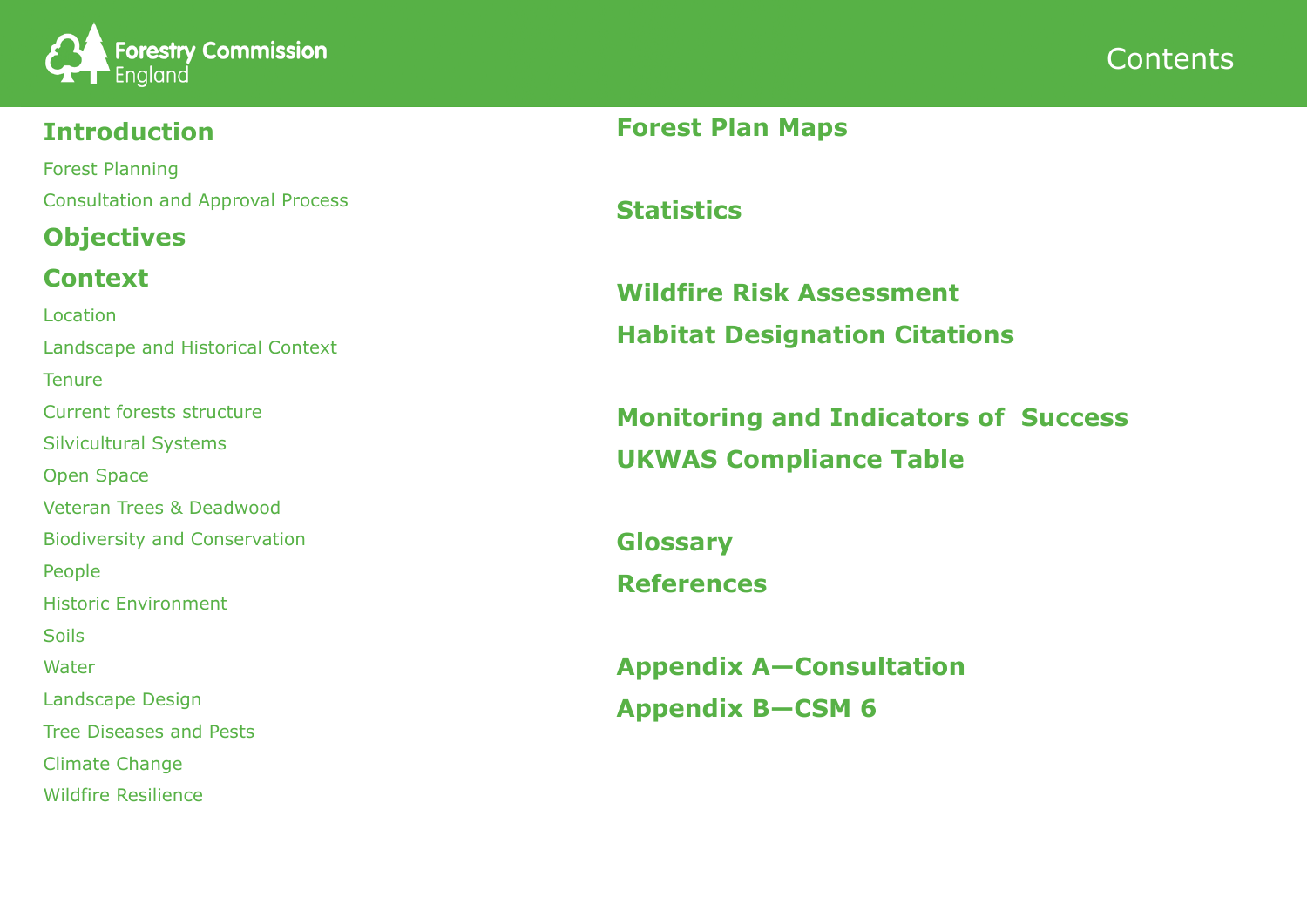# Contents

## Introduction

Forest Planning

Consultation and Approval Process

## Objectives

## Context

Location

Landscape and Historical Context

Tenure

Current forests structure

Silvicultural Systems

Open Space

Veteran Trees & Deadwood

Biodiversity and Conservation

People

Historic Environment

Soils

Water

Landscape Design

Tree Diseases and Pests

Climate Change

Wildfire Resilience

## Forest Plan Maps

## Statistics

## Wildfire Risk Assessment

## Habitat Designation Citations

## Monitoring and Indicators of Success

## UKWAS Compliance Table

## Glossary

## References

## Appendix A—Consultation

## Appendix B—CSM 6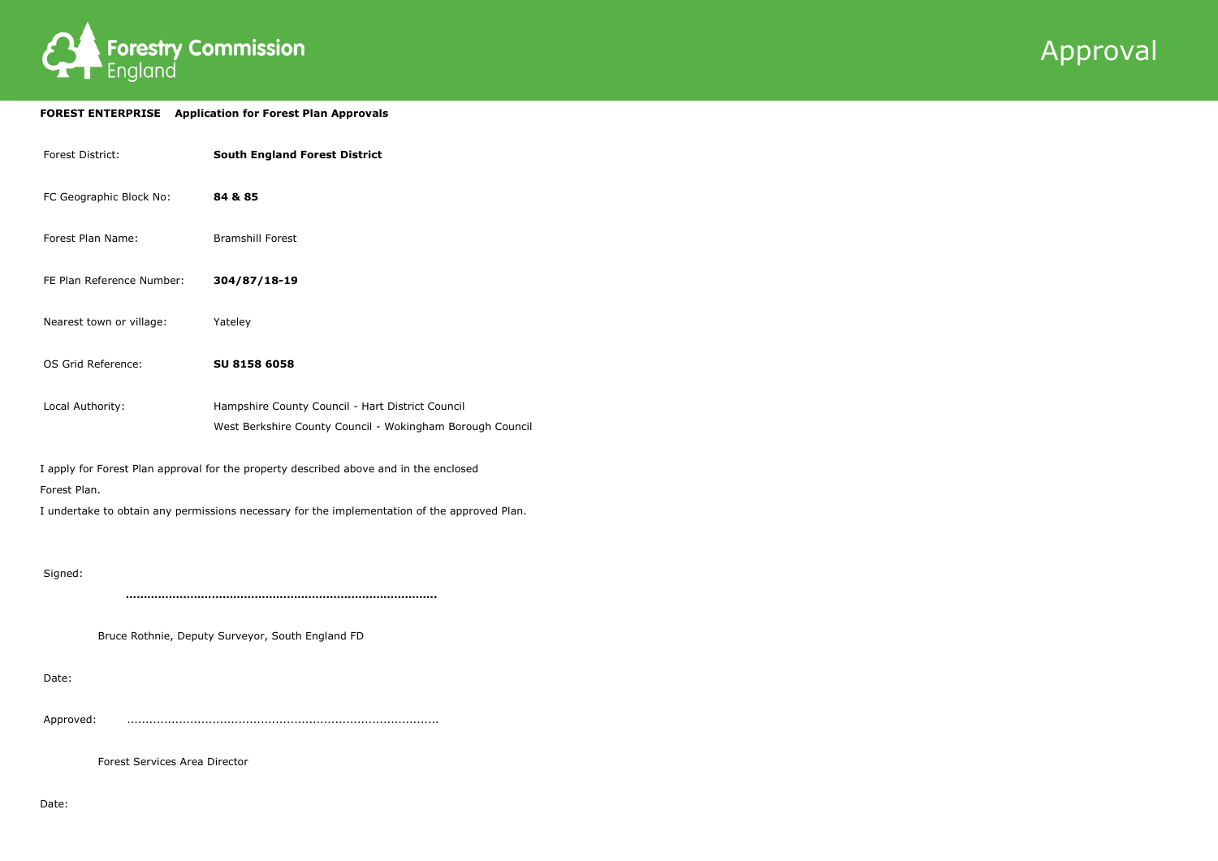Forestry Commission England

# Approval

**FOREST ENTERPRISE Application for Forest Plan Approvals**

| | |
|---|---|
| Forest District: | **South England Forest District** |
| FC Geographic Block No: | **84 & 85** |
| Forest Plan Name: | Bramshill Forest |
| FE Plan Reference Number: | **304/87/18-19** |
| Nearest town or village: | Yateley |
| OS Grid Reference: | **SU 8158 6058** |
| Local Authority: | Hampshire County Council - Hart District Council<br>West Berkshire County Council - Wokingham Borough Council |

I apply for Forest Plan approval for the property described above and in the enclosed Forest Plan.

I undertake to obtain any permissions necessary for the implementation of the approved Plan.

Signed:

…………………………………………………………………………

Bruce Rothnie, Deputy Surveyor, South England FD

Date:

Approved: …………………………………………………………………………

Forest Services Area Director

Date: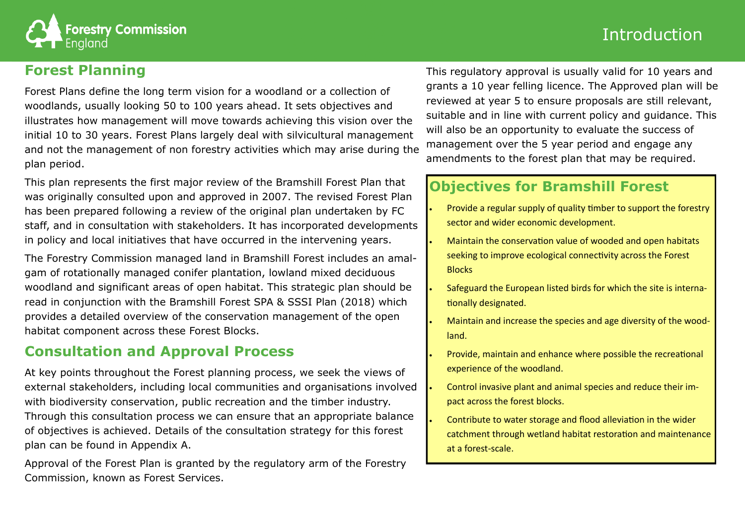## Forest Planning

Forest Plans define the long term vision for a woodland or a collection of woodlands, usually looking 50 to 100 years ahead. It sets objectives and illustrates how management will move towards achieving this vision over the initial 10 to 30 years. Forest Plans largely deal with silvicultural management and not the management of non forestry activities which may arise during the plan period.

This plan represents the first major review of the Bramshill Forest Plan that was originally consulted upon and approved in 2007. The revised Forest Plan has been prepared following a review of the original plan undertaken by FC staff, and in consultation with stakeholders. It has incorporated developments in policy and local initiatives that have occurred in the intervening years.

The Forestry Commission managed land in Bramshill Forest includes an amalgam of rotationally managed conifer plantation, lowland mixed deciduous woodland and significant areas of open habitat. This strategic plan should be read in conjunction with the Bramshill Forest SPA & SSSI Plan (2018) which provides a detailed overview of the conservation management of the open habitat component across these Forest Blocks.

## Consultation and Approval Process

At key points throughout the Forest planning process, we seek the views of external stakeholders, including local communities and organisations involved with biodiversity conservation, public recreation and the timber industry. Through this consultation process we can ensure that an appropriate balance of objectives is achieved. Details of the consultation strategy for this forest plan can be found in Appendix A.

Approval of the Forest Plan is granted by the regulatory arm of the Forestry Commission, known as Forest Services.

This regulatory approval is usually valid for 10 years and grants a 10 year felling licence. The Approved plan will be reviewed at year 5 to ensure proposals are still relevant, suitable and in line with current policy and guidance. This will also be an opportunity to evaluate the success of management over the 5 year period and engage any amendments to the forest plan that may be required.

## Objectives for Bramshill Forest

- Provide a regular supply of quality timber to support the forestry sector and wider economic development.
- Maintain the conservation value of wooded and open habitats seeking to improve ecological connectivity across the Forest Blocks
- Safeguard the European listed birds for which the site is internationally designated.
- Maintain and increase the species and age diversity of the woodland.
- Provide, maintain and enhance where possible the recreational experience of the woodland.
- Control invasive plant and animal species and reduce their impact across the forest blocks.
- Contribute to water storage and flood alleviation in the wider catchment through wetland habitat restoration and maintenance at a forest-scale.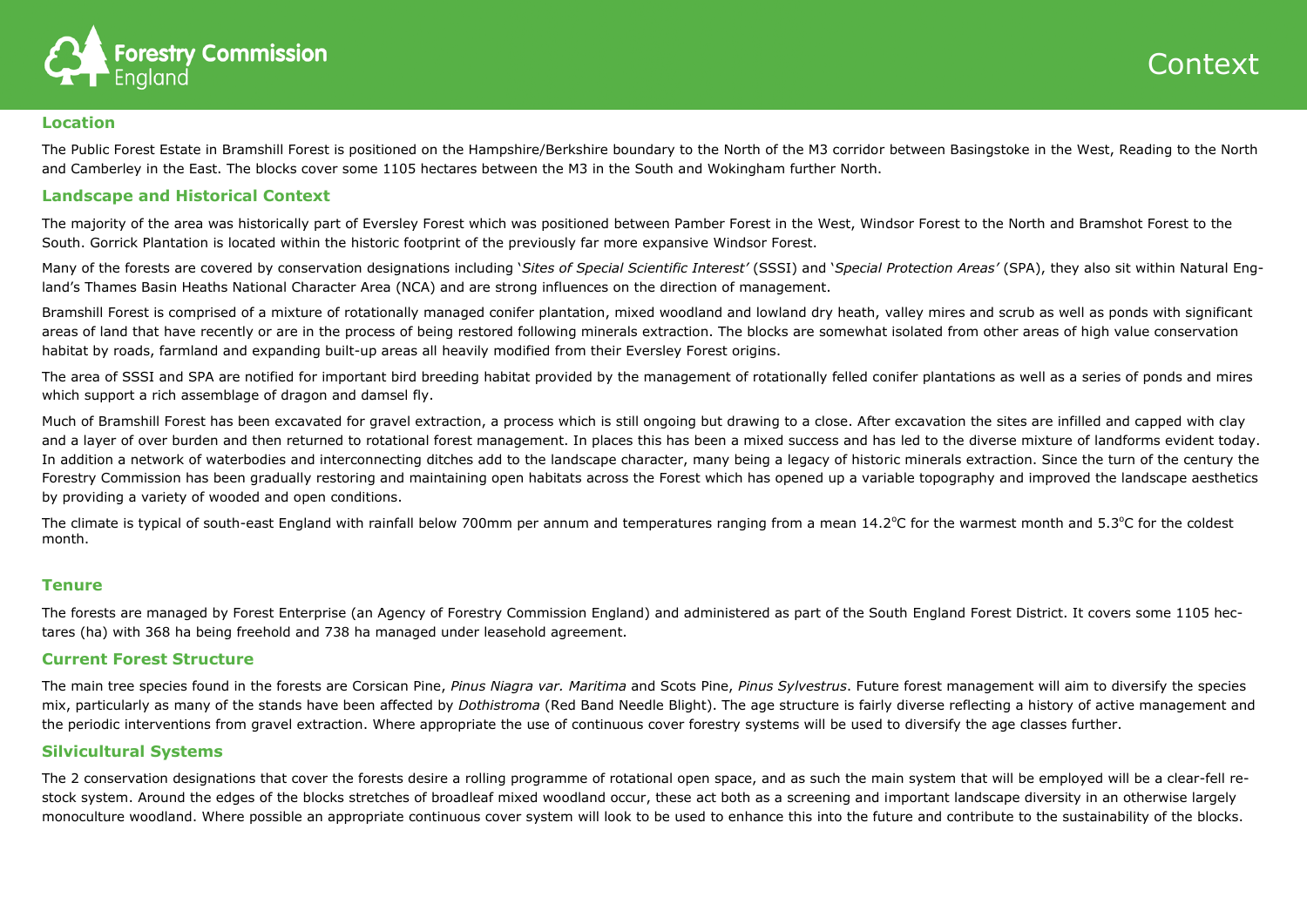# Context

## Location

The Public Forest Estate in Bramshill Forest is positioned on the Hampshire/Berkshire boundary to the North of the M3 corridor between Basingstoke in the West, Reading to the North and Camberley in the East. The blocks cover some 1105 hectares between the M3 in the South and Wokingham further North.

## Landscape and Historical Context

The majority of the area was historically part of Eversley Forest which was positioned between Pamber Forest in the West, Windsor Forest to the North and Bramshot Forest to the South. Gorrick Plantation is located within the historic footprint of the previously far more expansive Windsor Forest.

Many of the forests are covered by conservation designations including '*Sites of Special Scientific Interest'* (SSSI) and '*Special Protection Areas'* (SPA), they also sit within Natural England's Thames Basin Heaths National Character Area (NCA) and are strong influences on the direction of management.

Bramshill Forest is comprised of a mixture of rotationally managed conifer plantation, mixed woodland and lowland dry heath, valley mires and scrub as well as ponds with significant areas of land that have recently or are in the process of being restored following minerals extraction. The blocks are somewhat isolated from other areas of high value conservation habitat by roads, farmland and expanding built-up areas all heavily modified from their Eversley Forest origins.

The area of SSSI and SPA are notified for important bird breeding habitat provided by the management of rotationally felled conifer plantations as well as a series of ponds and mires which support a rich assemblage of dragon and damsel fly.

Much of Bramshill Forest has been excavated for gravel extraction, a process which is still ongoing but drawing to a close. After excavation the sites are infilled and capped with clay and a layer of over burden and then returned to rotational forest management. In places this has been a mixed success and has led to the diverse mixture of landforms evident today. In addition a network of waterbodies and interconnecting ditches add to the landscape character, many being a legacy of historic minerals extraction. Since the turn of the century the Forestry Commission has been gradually restoring and maintaining open habitats across the Forest which has opened up a variable topography and improved the landscape aesthetics by providing a variety of wooded and open conditions.

The climate is typical of south-east England with rainfall below 700mm per annum and temperatures ranging from a mean 14.2°C for the warmest month and 5.3°C for the coldest month.

## Tenure

The forests are managed by Forest Enterprise (an Agency of Forestry Commission England) and administered as part of the South England Forest District. It covers some 1105 hectares (ha) with 368 ha being freehold and 738 ha managed under leasehold agreement.

## Current Forest Structure

The main tree species found in the forests are Corsican Pine, *Pinus Niagra var. Maritima* and Scots Pine, *Pinus Sylvestrus*. Future forest management will aim to diversify the species mix, particularly as many of the stands have been affected by *Dothistroma* (Red Band Needle Blight). The age structure is fairly diverse reflecting a history of active management and the periodic interventions from gravel extraction. Where appropriate the use of continuous cover forestry systems will be used to diversify the age classes further.

## Silvicultural Systems

The 2 conservation designations that cover the forests desire a rolling programme of rotational open space, and as such the main system that will be employed will be a clear-fell restock system. Around the edges of the blocks stretches of broadleaf mixed woodland occur, these act both as a screening and important landscape diversity in an otherwise largely monoculture woodland. Where possible an appropriate continuous cover system will look to be used to enhance this into the future and contribute to the sustainability of the blocks.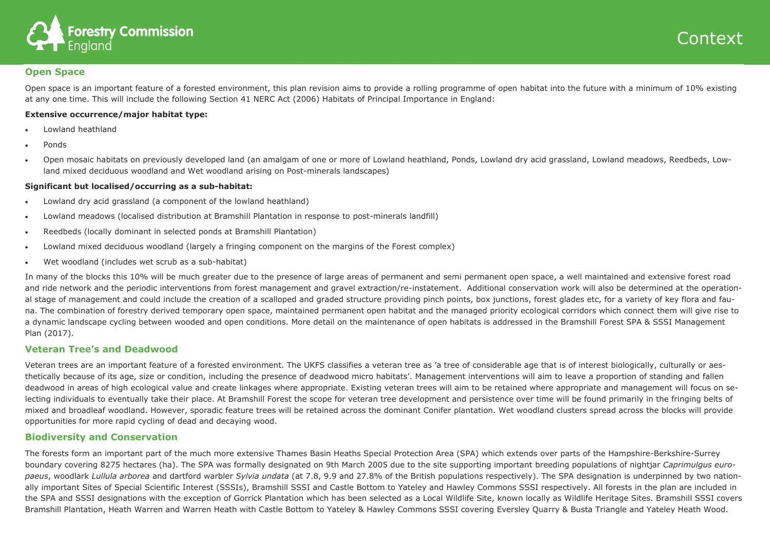# Context

## Open Space

Open space is an important feature of a forested environment, this plan revision aims to provide a rolling programme of open habitat into the future with a minimum of 10% existing at any one time. This will include the following Section 41 NERC Act (2006) Habitats of Principal Importance in England:

**Extensive occurrence/major habitat type:**

- Lowland heathland
- Ponds
- Open mosaic habitats on previously developed land (an amalgam of one or more of Lowland heathland, Ponds, Lowland dry acid grassland, Lowland meadows, Reedbeds, Lowland mixed deciduous woodland and Wet woodland arising on Post-minerals landscapes)

**Significant but localised/occurring as a sub-habitat:**

- Lowland dry acid grassland (a component of the lowland heathland)
- Lowland meadows (localised distribution at Bramshill Plantation in response to post-minerals landfill)
- Reedbeds (locally dominant in selected ponds at Bramshill Plantation)
- Lowland mixed deciduous woodland (largely a fringing component on the margins of the Forest complex)
- Wet woodland (includes wet scrub as a sub-habitat)

In many of the blocks this 10% will be much greater due to the presence of large areas of permanent and semi permanent open space, a well maintained and extensive forest road and ride network and the periodic interventions from forest management and gravel extraction/re-instatement. Additional conservation work will also be determined at the operational stage of management and could include the creation of a scalloped and graded structure providing pinch points, box junctions, forest glades etc, for a variety of key flora and fauna. The combination of forestry derived temporary open space, maintained permanent open habitat and the managed priority ecological corridors which connect them will give rise to a dynamic landscape cycling between wooded and open conditions. More detail on the maintenance of open habitats is addressed in the Bramshill Forest SPA & SSSI Management Plan (2017).

## Veteran Tree's and Deadwood

Veteran trees are an important feature of a forested environment. The UKFS classifies a veteran tree as 'a tree of considerable age that is of interest biologically, culturally or aesthetically because of its age, size or condition, including the presence of deadwood micro habitats'. Management interventions will aim to leave a proportion of standing and fallen deadwood in areas of high ecological value and create linkages where appropriate. Existing veteran trees will aim to be retained where appropriate and management will focus on selecting individuals to eventually take their place. At Bramshill Forest the scope for veteran tree development and persistence over time will be found primarily in the fringing belts of mixed and broadleaf woodland. However, sporadic feature trees will be retained across the dominant Conifer plantation. Wet woodland clusters spread across the blocks will provide opportunities for more rapid cycling of dead and decaying wood.

## Biodiversity and Conservation

The forests form an important part of the much more extensive Thames Basin Heaths Special Protection Area (SPA) which extends over parts of the Hampshire-Berkshire-Surrey boundary covering 8275 hectares (ha). The SPA was formally designated on 9th March 2005 due to the site supporting important breeding populations of nightjar *Caprimulgus europaeus*, woodlark *Lullula arborea* and dartford warbler *Sylvia undata* (at 7.8, 9.9 and 27.8% of the British populations respectively). The SPA designation is underpinned by two nationally important Sites of Special Scientific Interest (SSSIs), Bramshill SSSI and Castle Bottom to Yateley and Hawley Commons SSSI respectively. All forests in the plan are included in the SPA and SSSI designations with the exception of Gorrick Plantation which has been selected as a Local Wildlife Site, known locally as Wildlife Heritage Sites. Bramshill SSSI covers Bramshill Plantation, Heath Warren and Warren Heath with Castle Bottom to Yateley & Hawley Commons SSSI covering Eversley Quarry & Busta Triangle and Yateley Heath Wood.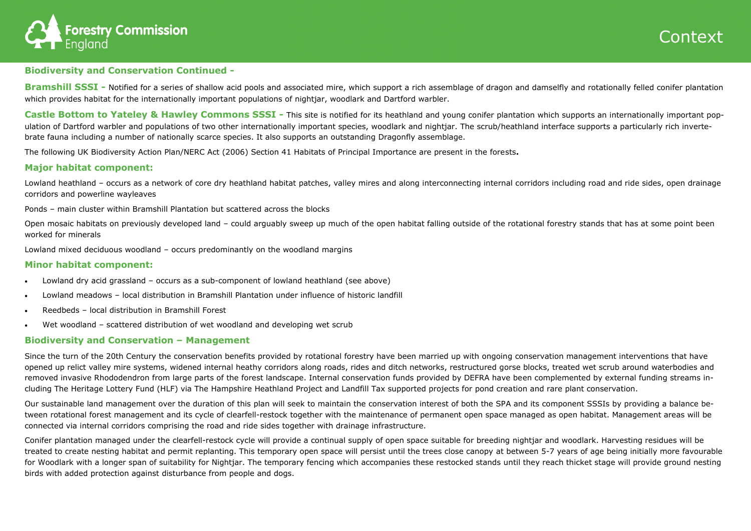## Biodiversity and Conservation Continued -

**Bramshill SSSI -** Notified for a series of shallow acid pools and associated mire, which support a rich assemblage of dragon and damselfly and rotationally felled conifer plantation which provides habitat for the internationally important populations of nightjar, woodlark and Dartford warbler.

**Castle Bottom to Yateley & Hawley Commons SSSI -** This site is notified for its heathland and young conifer plantation which supports an internationally important population of Dartford warbler and populations of two other internationally important species, woodlark and nightjar. The scrub/heathland interface supports a particularly rich invertebrate fauna including a number of nationally scarce species. It also supports an outstanding Dragonfly assemblage.

The following UK Biodiversity Action Plan/NERC Act (2006) Section 41 Habitats of Principal Importance are present in the forests**.**

### Major habitat component:

Lowland heathland – occurs as a network of core dry heathland habitat patches, valley mires and along interconnecting internal corridors including road and ride sides, open drainage corridors and powerline wayleaves

Ponds – main cluster within Bramshill Plantation but scattered across the blocks

Open mosaic habitats on previously developed land – could arguably sweep up much of the open habitat falling outside of the rotational forestry stands that has at some point been worked for minerals

Lowland mixed deciduous woodland – occurs predominantly on the woodland margins

### Minor habitat component:

- Lowland dry acid grassland – occurs as a sub-component of lowland heathland (see above)
- Lowland meadows – local distribution in Bramshill Plantation under influence of historic landfill
- Reedbeds – local distribution in Bramshill Forest
- Wet woodland – scattered distribution of wet woodland and developing wet scrub

## Biodiversity and Conservation – Management

Since the turn of the 20th Century the conservation benefits provided by rotational forestry have been married up with ongoing conservation management interventions that have opened up relict valley mire systems, widened internal heathy corridors along roads, rides and ditch networks, restructured gorse blocks, treated wet scrub around waterbodies and removed invasive Rhododendron from large parts of the forest landscape. Internal conservation funds provided by DEFRA have been complemented by external funding streams including The Heritage Lottery Fund (HLF) via The Hampshire Heathland Project and Landfill Tax supported projects for pond creation and rare plant conservation.

Our sustainable land management over the duration of this plan will seek to maintain the conservation interest of both the SPA and its component SSSIs by providing a balance between rotational forest management and its cycle of clearfell-restock together with the maintenance of permanent open space managed as open habitat. Management areas will be connected via internal corridors comprising the road and ride sides together with drainage infrastructure.

Conifer plantation managed under the clearfell-restock cycle will provide a continual supply of open space suitable for breeding nightjar and woodlark. Harvesting residues will be treated to create nesting habitat and permit replanting. This temporary open space will persist until the trees close canopy at between 5-7 years of age being initially more favourable for Woodlark with a longer span of suitability for Nightjar. The temporary fencing which accompanies these restocked stands until they reach thicket stage will provide ground nesting birds with added protection against disturbance from people and dogs.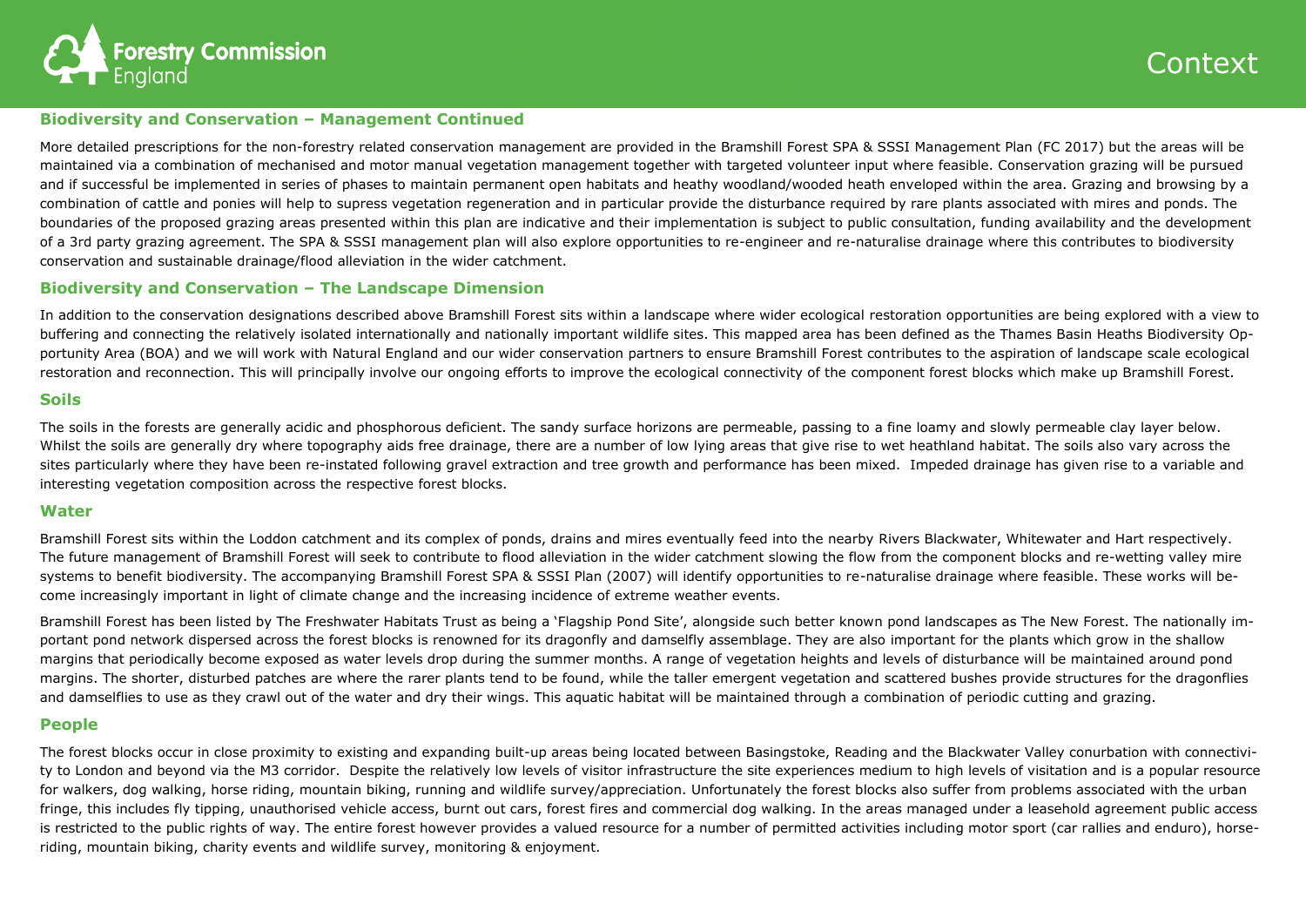## Biodiversity and Conservation – Management Continued

More detailed prescriptions for the non-forestry related conservation management are provided in the Bramshill Forest SPA & SSSI Management Plan (FC 2017) but the areas will be maintained via a combination of mechanised and motor manual vegetation management together with targeted volunteer input where feasible. Conservation grazing will be pursued and if successful be implemented in series of phases to maintain permanent open habitats and heathy woodland/wooded heath enveloped within the area. Grazing and browsing by a combination of cattle and ponies will help to supress vegetation regeneration and in particular provide the disturbance required by rare plants associated with mires and ponds. The boundaries of the proposed grazing areas presented within this plan are indicative and their implementation is subject to public consultation, funding availability and the development of a 3rd party grazing agreement. The SPA & SSSI management plan will also explore opportunities to re-engineer and re-naturalise drainage where this contributes to biodiversity conservation and sustainable drainage/flood alleviation in the wider catchment.

## Biodiversity and Conservation – The Landscape Dimension

In addition to the conservation designations described above Bramshill Forest sits within a landscape where wider ecological restoration opportunities are being explored with a view to buffering and connecting the relatively isolated internationally and nationally important wildlife sites. This mapped area has been defined as the Thames Basin Heaths Biodiversity Opportunity Area (BOA) and we will work with Natural England and our wider conservation partners to ensure Bramshill Forest contributes to the aspiration of landscape scale ecological restoration and reconnection. This will principally involve our ongoing efforts to improve the ecological connectivity of the component forest blocks which make up Bramshill Forest.

## Soils

The soils in the forests are generally acidic and phosphorous deficient. The sandy surface horizons are permeable, passing to a fine loamy and slowly permeable clay layer below. Whilst the soils are generally dry where topography aids free drainage, there are a number of low lying areas that give rise to wet heathland habitat. The soils also vary across the sites particularly where they have been re-instated following gravel extraction and tree growth and performance has been mixed. Impeded drainage has given rise to a variable and interesting vegetation composition across the respective forest blocks.

## Water

Bramshill Forest sits within the Loddon catchment and its complex of ponds, drains and mires eventually feed into the nearby Rivers Blackwater, Whitewater and Hart respectively. The future management of Bramshill Forest will seek to contribute to flood alleviation in the wider catchment slowing the flow from the component blocks and re-wetting valley mire systems to benefit biodiversity. The accompanying Bramshill Forest SPA & SSSI Plan (2007) will identify opportunities to re-naturalise drainage where feasible. These works will become increasingly important in light of climate change and the increasing incidence of extreme weather events.

Bramshill Forest has been listed by The Freshwater Habitats Trust as being a 'Flagship Pond Site', alongside such better known pond landscapes as The New Forest. The nationally important pond network dispersed across the forest blocks is renowned for its dragonfly and damselfly assemblage. They are also important for the plants which grow in the shallow margins that periodically become exposed as water levels drop during the summer months. A range of vegetation heights and levels of disturbance will be maintained around pond margins. The shorter, disturbed patches are where the rarer plants tend to be found, while the taller emergent vegetation and scattered bushes provide structures for the dragonflies and damselflies to use as they crawl out of the water and dry their wings. This aquatic habitat will be maintained through a combination of periodic cutting and grazing.

## People

The forest blocks occur in close proximity to existing and expanding built-up areas being located between Basingstoke, Reading and the Blackwater Valley conurbation with connectivity to London and beyond via the M3 corridor. Despite the relatively low levels of visitor infrastructure the site experiences medium to high levels of visitation and is a popular resource for walkers, dog walking, horse riding, mountain biking, running and wildlife survey/appreciation. Unfortunately the forest blocks also suffer from problems associated with the urban fringe, this includes fly tipping, unauthorised vehicle access, burnt out cars, forest fires and commercial dog walking. In the areas managed under a leasehold agreement public access is restricted to the public rights of way. The entire forest however provides a valued resource for a number of permitted activities including motor sport (car rallies and enduro), horse-riding, mountain biking, charity events and wildlife survey, monitoring & enjoyment.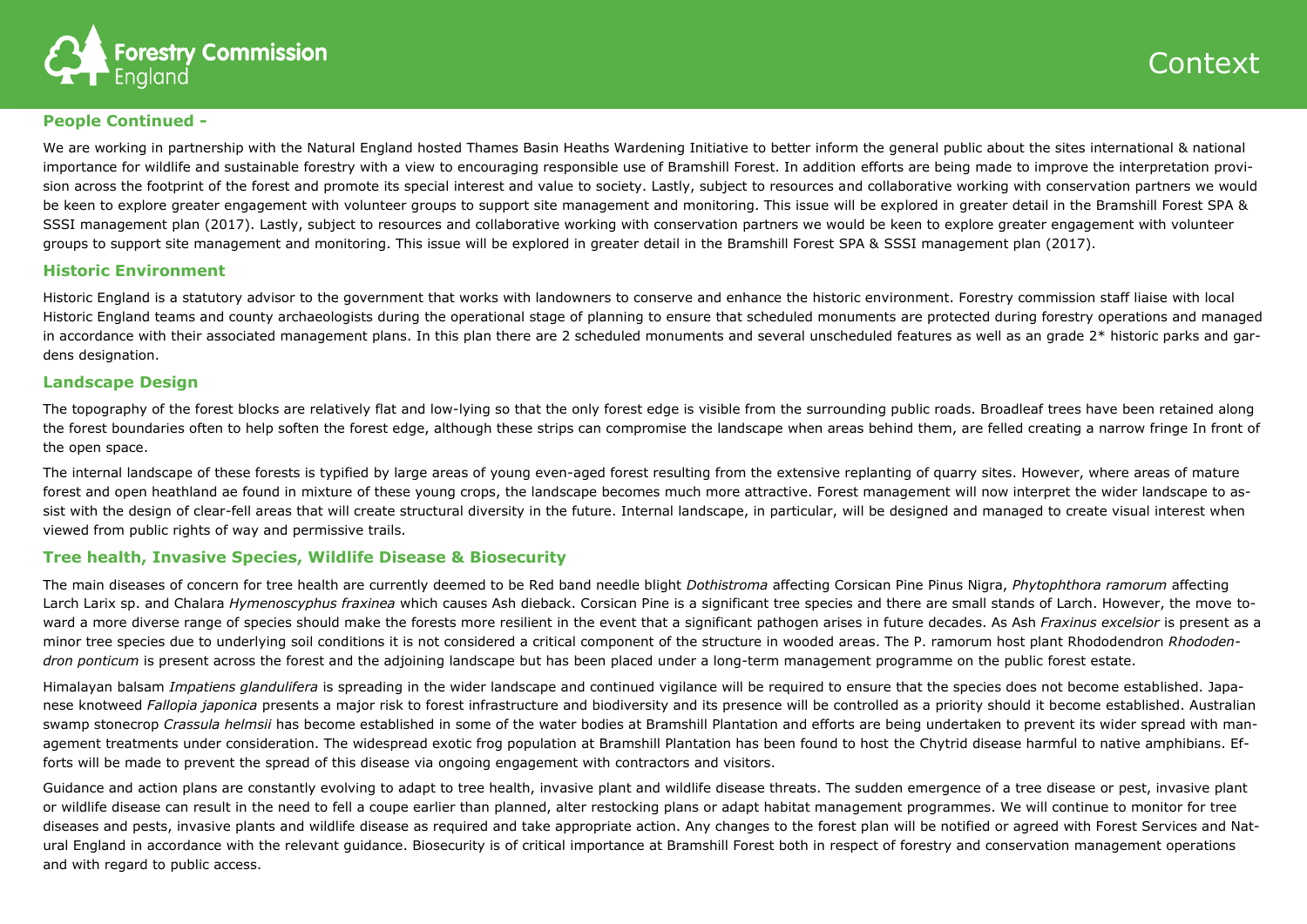### People Continued -

We are working in partnership with the Natural England hosted Thames Basin Heaths Wardening Initiative to better inform the general public about the sites international & national importance for wildlife and sustainable forestry with a view to encouraging responsible use of Bramshill Forest. In addition efforts are being made to improve the interpretation provision across the footprint of the forest and promote its special interest and value to society. Lastly, subject to resources and collaborative working with conservation partners we would be keen to explore greater engagement with volunteer groups to support site management and monitoring. This issue will be explored in greater detail in the Bramshill Forest SPA & SSSI management plan (2017). Lastly, subject to resources and collaborative working with conservation partners we would be keen to explore greater engagement with volunteer groups to support site management and monitoring. This issue will be explored in greater detail in the Bramshill Forest SPA & SSSI management plan (2017).

### Historic Environment

Historic England is a statutory advisor to the government that works with landowners to conserve and enhance the historic environment. Forestry commission staff liaise with local Historic England teams and county archaeologists during the operational stage of planning to ensure that scheduled monuments are protected during forestry operations and managed in accordance with their associated management plans. In this plan there are 2 scheduled monuments and several unscheduled features as well as an grade 2* historic parks and gardens designation.

### Landscape Design

The topography of the forest blocks are relatively flat and low-lying so that the only forest edge is visible from the surrounding public roads. Broadleaf trees have been retained along the forest boundaries often to help soften the forest edge, although these strips can compromise the landscape when areas behind them, are felled creating a narrow fringe In front of the open space.

The internal landscape of these forests is typified by large areas of young even-aged forest resulting from the extensive replanting of quarry sites. However, where areas of mature forest and open heathland ae found in mixture of these young crops, the landscape becomes much more attractive. Forest management will now interpret the wider landscape to assist with the design of clear-fell areas that will create structural diversity in the future. Internal landscape, in particular, will be designed and managed to create visual interest when viewed from public rights of way and permissive trails.

### Tree health, Invasive Species, Wildlife Disease & Biosecurity

The main diseases of concern for tree health are currently deemed to be Red band needle blight *Dothistroma* affecting Corsican Pine Pinus Nigra, *Phytophthora ramorum* affecting Larch Larix sp. and Chalara *Hymenoscyphus fraxinea* which causes Ash dieback. Corsican Pine is a significant tree species and there are small stands of Larch. However, the move toward a more diverse range of species should make the forests more resilient in the event that a significant pathogen arises in future decades. As Ash *Fraxinus excelsior* is present as a minor tree species due to underlying soil conditions it is not considered a critical component of the structure in wooded areas. The P. ramorum host plant Rhododendron *Rhododendron ponticum* is present across the forest and the adjoining landscape but has been placed under a long-term management programme on the public forest estate.

Himalayan balsam *Impatiens glandulifera* is spreading in the wider landscape and continued vigilance will be required to ensure that the species does not become established. Japanese knotweed *Fallopia japonica* presents a major risk to forest infrastructure and biodiversity and its presence will be controlled as a priority should it become established. Australian swamp stonecrop *Crassula helmsii* has become established in some of the water bodies at Bramshill Plantation and efforts are being undertaken to prevent its wider spread with management treatments under consideration. The widespread exotic frog population at Bramshill Plantation has been found to host the Chytrid disease harmful to native amphibians. Efforts will be made to prevent the spread of this disease via ongoing engagement with contractors and visitors.

Guidance and action plans are constantly evolving to adapt to tree health, invasive plant and wildlife disease threats. The sudden emergence of a tree disease or pest, invasive plant or wildlife disease can result in the need to fell a coupe earlier than planned, alter restocking plans or adapt habitat management programmes. We will continue to monitor for tree diseases and pests, invasive plants and wildlife disease as required and take appropriate action. Any changes to the forest plan will be notified or agreed with Forest Services and Natural England in accordance with the relevant guidance. Biosecurity is of critical importance at Bramshill Forest both in respect of forestry and conservation management operations and with regard to public access.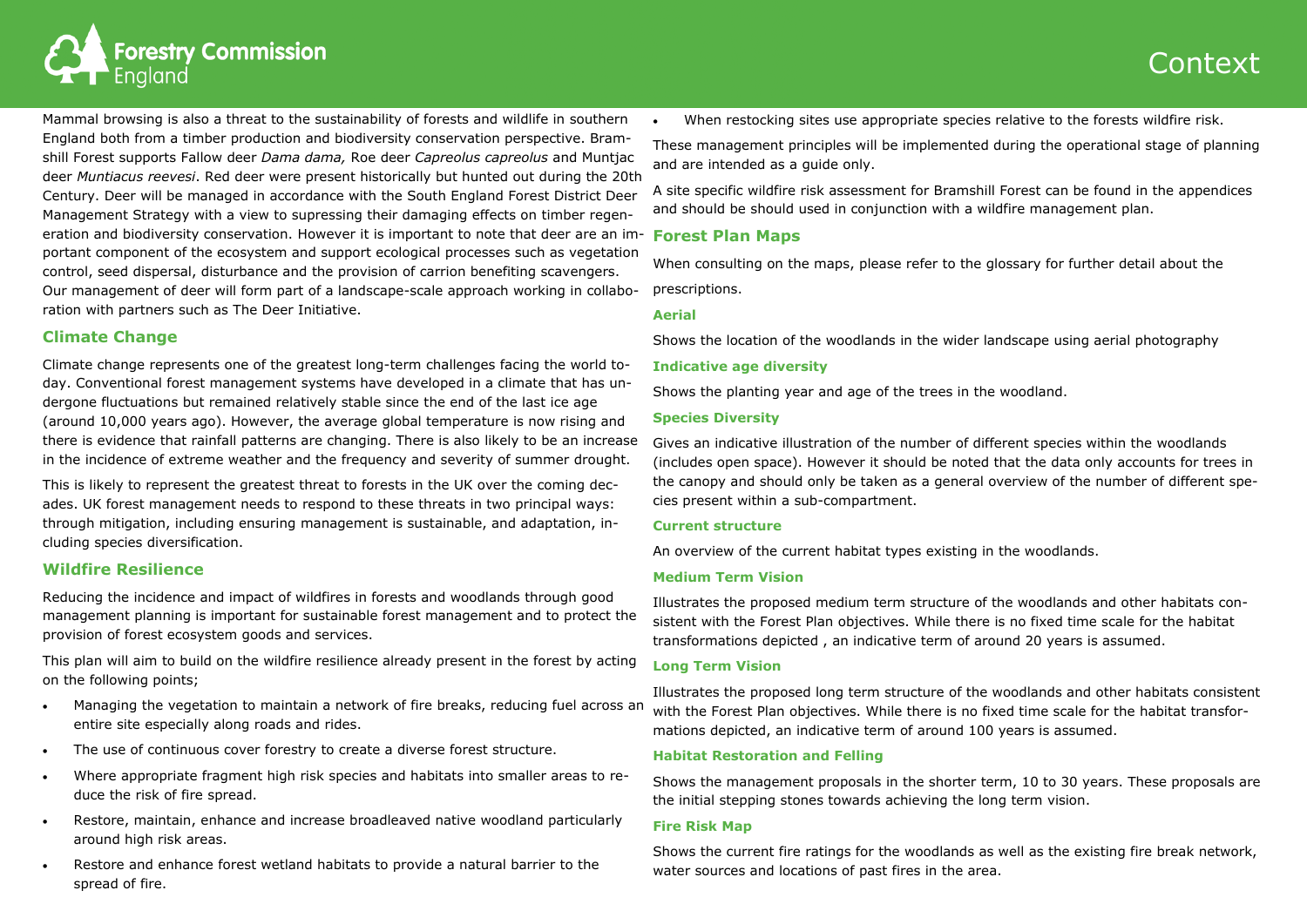Mammal browsing is also a threat to the sustainability of forests and wildlife in southern England both from a timber production and biodiversity conservation perspective. Bramshill Forest supports Fallow deer *Dama dama,* Roe deer *Capreolus capreolus* and Muntjac deer *Muntiacus reevesi*. Red deer were present historically but hunted out during the 20th Century. Deer will be managed in accordance with the South England Forest District Deer Management Strategy with a view to supressing their damaging effects on timber regeneration and biodiversity conservation. However it is important to note that deer are an important component of the ecosystem and support ecological processes such as vegetation control, seed dispersal, disturbance and the provision of carrion benefiting scavengers. Our management of deer will form part of a landscape-scale approach working in collaboration with partners such as The Deer Initiative.

## Climate Change

Climate change represents one of the greatest long-term challenges facing the world today. Conventional forest management systems have developed in a climate that has undergone fluctuations but remained relatively stable since the end of the last ice age (around 10,000 years ago). However, the average global temperature is now rising and there is evidence that rainfall patterns are changing. There is also likely to be an increase in the incidence of extreme weather and the frequency and severity of summer drought.

This is likely to represent the greatest threat to forests in the UK over the coming decades. UK forest management needs to respond to these threats in two principal ways: through mitigation, including ensuring management is sustainable, and adaptation, including species diversification.

## Wildfire Resilience

Reducing the incidence and impact of wildfires in forests and woodlands through good management planning is important for sustainable forest management and to protect the provision of forest ecosystem goods and services.

This plan will aim to build on the wildfire resilience already present in the forest by acting on the following points;

- Managing the vegetation to maintain a network of fire breaks, reducing fuel across an entire site especially along roads and rides.
- The use of continuous cover forestry to create a diverse forest structure.
- Where appropriate fragment high risk species and habitats into smaller areas to reduce the risk of fire spread.
- Restore, maintain, enhance and increase broadleaved native woodland particularly around high risk areas.
- Restore and enhance forest wetland habitats to provide a natural barrier to the spread of fire.
- When restocking sites use appropriate species relative to the forests wildfire risk.

These management principles will be implemented during the operational stage of planning and are intended as a guide only.

A site specific wildfire risk assessment for Bramshill Forest can be found in the appendices and should be should used in conjunction with a wildfire management plan.

## Forest Plan Maps

When consulting on the maps, please refer to the glossary for further detail about the prescriptions.

### Aerial

Shows the location of the woodlands in the wider landscape using aerial photography

### Indicative age diversity

Shows the planting year and age of the trees in the woodland.

### Species Diversity

Gives an indicative illustration of the number of different species within the woodlands (includes open space). However it should be noted that the data only accounts for trees in the canopy and should only be taken as a general overview of the number of different species present within a sub-compartment.

### Current structure

An overview of the current habitat types existing in the woodlands.

### Medium Term Vision

Illustrates the proposed medium term structure of the woodlands and other habitats consistent with the Forest Plan objectives. While there is no fixed time scale for the habitat transformations depicted , an indicative term of around 20 years is assumed.

### Long Term Vision

Illustrates the proposed long term structure of the woodlands and other habitats consistent with the Forest Plan objectives. While there is no fixed time scale for the habitat transformations depicted, an indicative term of around 100 years is assumed.

### Habitat Restoration and Felling

Shows the management proposals in the shorter term, 10 to 30 years. These proposals are the initial stepping stones towards achieving the long term vision.

### Fire Risk Map

Shows the current fire ratings for the woodlands as well as the existing fire break network, water sources and locations of past fires in the area.